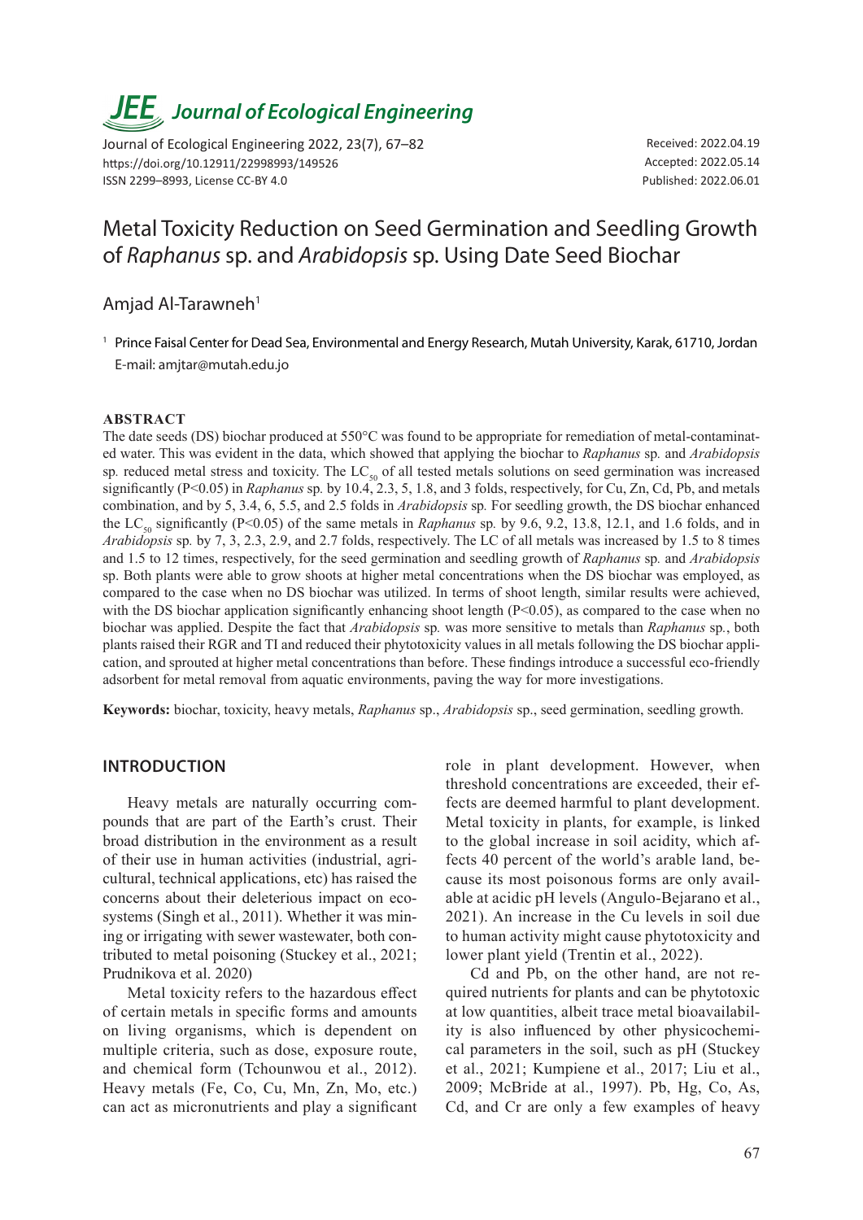# JEE Journal of Ecological Engineering

Journal of Ecological Engineering 2022, 23(7), 67–82
https://doi.org/10.12911/22998993/149526
ISSN 2299–8993, License CC-BY 4.0

Received: 2022.04.19
Accepted: 2022.05.14
Published: 2022.06.01

# Metal Toxicity Reduction on Seed Germination and Seedling Growth of *Raphanus* sp. and *Arabidopsis* sp. Using Date Seed Biochar

Amjad Al-Tarawneh[1]

[1] Prince Faisal Center for Dead Sea, Environmental and Energy Research, Mutah University, Karak, 61710, Jordan
E-mail: amjtar@mutah.edu.jo

## ABSTRACT

The date seeds (DS) biochar produced at 550°C was found to be appropriate for remediation of metal-contaminated water. This was evident in the data, which showed that applying the biochar to *Raphanus* sp. and *Arabidopsis* sp. reduced metal stress and toxicity. The $LC_{50}$ of all tested metals solutions on seed germination was increased significantly ($P<0.05$) in *Raphanus* sp. by 10.4, 2.3, 5, 1.8, and 3 folds, respectively, for Cu, Zn, Cd, Pb, and metals combination, and by 5, 3.4, 6, 5.5, and 2.5 folds in *Arabidopsis* sp. For seedling growth, the DS biochar enhanced the $LC_{50}$ significantly ($P<0.05$) of the same metals in *Raphanus* sp. by 9.6, 9.2, 13.8, 12.1, and 1.6 folds, and in *Arabidopsis* sp. by 7, 3, 2.3, 2.9, and 2.7 folds, respectively. The LC of all metals was increased by 1.5 to 8 times and 1.5 to 12 times, respectively, for the seed germination and seedling growth of *Raphanus* sp. and *Arabidopsis* sp. Both plants were able to grow shoots at higher metal concentrations when the DS biochar was employed, as compared to the case when no DS biochar was utilized. In terms of shoot length, similar results were achieved, with the DS biochar application significantly enhancing shoot length ($P<0.05$), as compared to the case when no biochar was applied. Despite the fact that *Arabidopsis* sp. was more sensitive to metals than *Raphanus* sp., both plants raised their RGR and TI and reduced their phytotoxicity values in all metals following the DS biochar application, and sprouted at higher metal concentrations than before. These findings introduce a successful eco-friendly adsorbent for metal removal from aquatic environments, paving the way for more investigations.

**Keywords:** biochar, toxicity, heavy metals, *Raphanus* sp., *Arabidopsis* sp., seed germination, seedling growth.

## INTRODUCTION

Heavy metals are naturally occurring compounds that are part of the Earth's crust. Their broad distribution in the environment as a result of their use in human activities (industrial, agricultural, technical applications, etc) has raised the concerns about their deleterious impact on ecosystems (Singh et al., 2011). Whether it was mining or irrigating with sewer wastewater, both contributed to metal poisoning (Stuckey et al., 2021; Prudnikova et al. 2020)

Metal toxicity refers to the hazardous effect of certain metals in specific forms and amounts on living organisms, which is dependent on multiple criteria, such as dose, exposure route, and chemical form (Tchounwou et al., 2012). Heavy metals (Fe, Co, Cu, Mn, Zn, Mo, etc.) can act as micronutrients and play a significant role in plant development. However, when threshold concentrations are exceeded, their effects are deemed harmful to plant development. Metal toxicity in plants, for example, is linked to the global increase in soil acidity, which affects 40 percent of the world's arable land, because its most poisonous forms are only available at acidic pH levels (Angulo-Bejarano et al., 2021). An increase in the Cu levels in soil due to human activity might cause phytotoxicity and lower plant yield (Trentin et al., 2022).

Cd and Pb, on the other hand, are not required nutrients for plants and can be phytotoxic at low quantities, albeit trace metal bioavailability is also influenced by other physicochemical parameters in the soil, such as pH (Stuckey et al., 2021; Kumpiene et al., 2017; Liu et al., 2009; McBride at al., 1997). Pb, Hg, Co, As, Cd, and Cr are only a few examples of heavy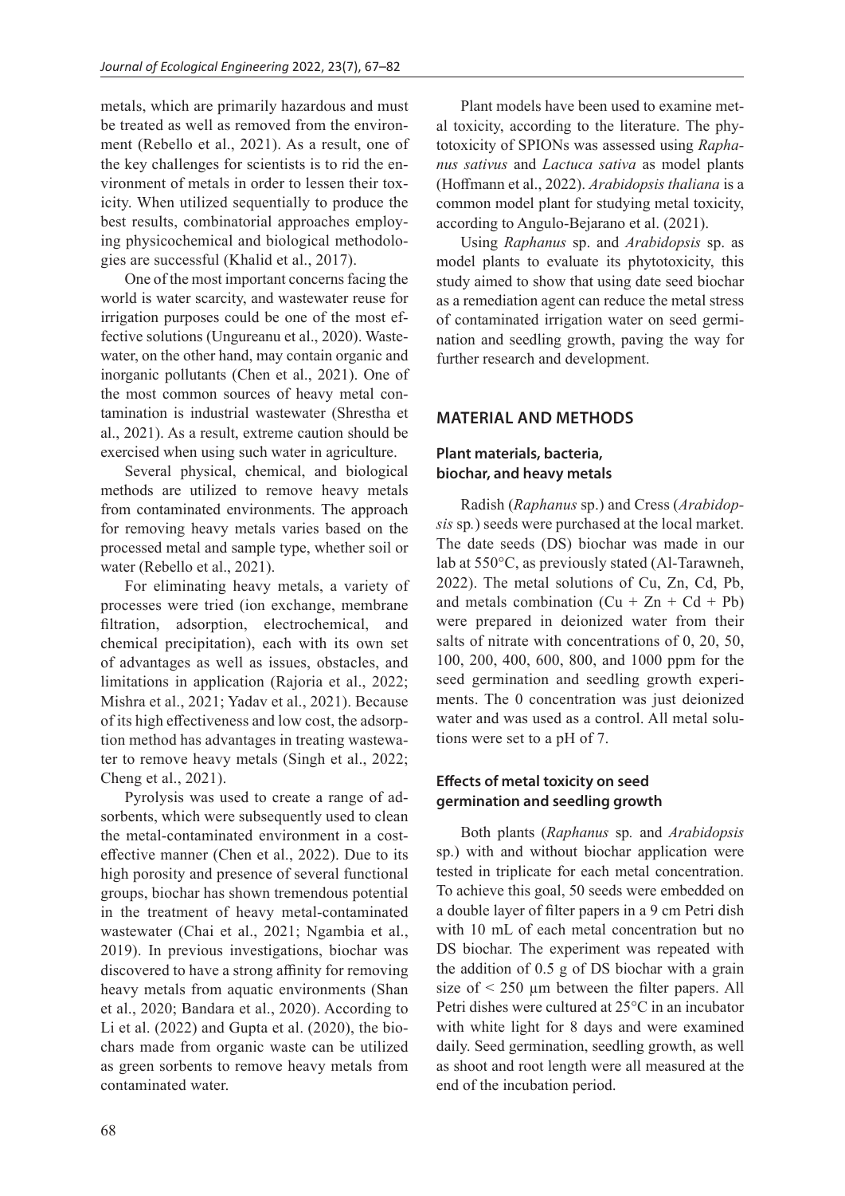metals, which are primarily hazardous and must be treated as well as removed from the environment (Rebello et al., 2021). As a result, one of the key challenges for scientists is to rid the environment of metals in order to lessen their toxicity. When utilized sequentially to produce the best results, combinatorial approaches employing physicochemical and biological methodologies are successful (Khalid et al., 2017).

One of the most important concerns facing the world is water scarcity, and wastewater reuse for irrigation purposes could be one of the most effective solutions (Ungureanu et al., 2020). Wastewater, on the other hand, may contain organic and inorganic pollutants (Chen et al., 2021). One of the most common sources of heavy metal contamination is industrial wastewater (Shrestha et al., 2021). As a result, extreme caution should be exercised when using such water in agriculture.

Several physical, chemical, and biological methods are utilized to remove heavy metals from contaminated environments. The approach for removing heavy metals varies based on the processed metal and sample type, whether soil or water (Rebello et al., 2021).

For eliminating heavy metals, a variety of processes were tried (ion exchange, membrane filtration, adsorption, electrochemical, and chemical precipitation), each with its own set of advantages as well as issues, obstacles, and limitations in application (Rajoria et al., 2022; Mishra et al., 2021; Yadav et al., 2021). Because of its high effectiveness and low cost, the adsorption method has advantages in treating wastewater to remove heavy metals (Singh et al., 2022; Cheng et al., 2021).

Pyrolysis was used to create a range of adsorbents, which were subsequently used to clean the metal-contaminated environment in a cost-effective manner (Chen et al., 2022). Due to its high porosity and presence of several functional groups, biochar has shown tremendous potential in the treatment of heavy metal-contaminated wastewater (Chai et al., 2021; Ngambia et al., 2019). In previous investigations, biochar was discovered to have a strong affinity for removing heavy metals from aquatic environments (Shan et al., 2020; Bandara et al., 2020). According to Li et al. (2022) and Gupta et al. (2020), the biochars made from organic waste can be utilized as green sorbents to remove heavy metals from contaminated water.

Plant models have been used to examine metal toxicity, according to the literature. The phytotoxicity of SPIONs was assessed using *Raphanus sativus* and *Lactuca sativa* as model plants (Hoffmann et al., 2022). *Arabidopsis thaliana* is a common model plant for studying metal toxicity, according to Angulo-Bejarano et al. (2021).

Using *Raphanus* sp. and *Arabidopsis* sp. as model plants to evaluate its phytotoxicity, this study aimed to show that using date seed biochar as a remediation agent can reduce the metal stress of contaminated irrigation water on seed germination and seedling growth, paving the way for further research and development.

## MATERIAL AND METHODS

### Plant materials, bacteria, biochar, and heavy metals

Radish (*Raphanus* sp.) and Cress (*Arabidopsis* sp.) seeds were purchased at the local market. The date seeds (DS) biochar was made in our lab at 550°C, as previously stated (Al-Tarawneh, 2022). The metal solutions of Cu, Zn, Cd, Pb, and metals combination (Cu + Zn + Cd + Pb) were prepared in deionized water from their salts of nitrate with concentrations of 0, 20, 50, 100, 200, 400, 600, 800, and 1000 ppm for the seed germination and seedling growth experiments. The 0 concentration was just deionized water and was used as a control. All metal solutions were set to a pH of 7.

### Effects of metal toxicity on seed germination and seedling growth

Both plants (*Raphanus* sp. and *Arabidopsis* sp.) with and without biochar application were tested in triplicate for each metal concentration. To achieve this goal, 50 seeds were embedded on a double layer of filter papers in a 9 cm Petri dish with 10 mL of each metal concentration but no DS biochar. The experiment was repeated with the addition of 0.5 g of DS biochar with a grain size of < 250 μm between the filter papers. All Petri dishes were cultured at 25°C in an incubator with white light for 8 days and were examined daily. Seed germination, seedling growth, as well as shoot and root length were all measured at the end of the incubation period.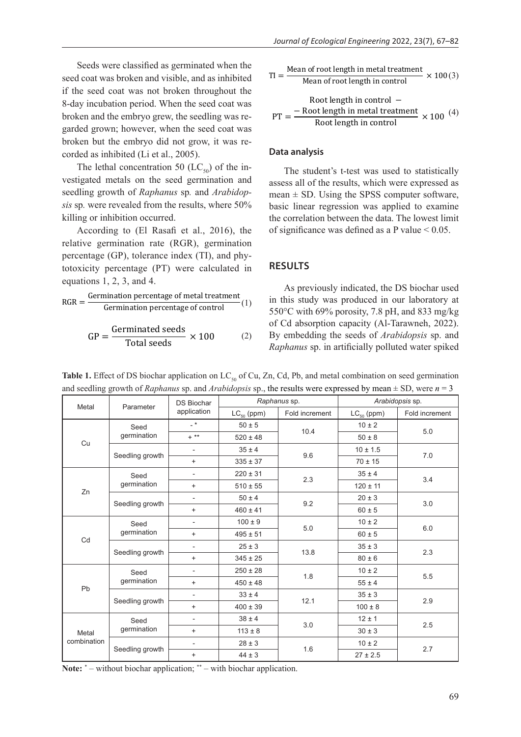Seeds were classified as germinated when the seed coat was broken and visible, and as inhibited if the seed coat was not broken throughout the 8-day incubation period. When the seed coat was broken and the embryo grew, the seedling was regarded grown; however, when the seed coat was broken but the embryo did not grow, it was recorded as inhibited (Li et al., 2005).

The lethal concentration 50 ($LC_{50}$) of the investigated metals on the seed germination and seedling growth of *Raphanus* sp. and *Arabidopsis* sp. were revealed from the results, where 50% killing or inhibition occurred.

According to (El Rasafi et al., 2016), the relative germination rate (RGR), germination percentage (GP), tolerance index (TI), and phytotoxicity percentage (PT) were calculated in equations 1, 2, 3, and 4.

$$\text{RGR} = \frac{\text{Germination percentage of metal treatment}}{\text{Germination percentage of control}} \quad (1)$$

$$\text{GP} = \frac{\text{Germinated seeds}}{\text{Total seeds}} \times 100 \quad (2)$$

$$\text{TI} = \frac{\text{Mean of root length in metal treatment}}{\text{Mean of root length in control}} \times 100 \quad (3)$$

$$\text{PT} = \frac{\text{Root length in control} - \text{Root length in metal treatment}}{\text{Root length in control}} \times 100 \quad (4)$$

### Data analysis

The student's t-test was used to statistically assess all of the results, which were expressed as mean ± SD. Using the SPSS computer software, basic linear regression was applied to examine the correlation between the data. The lowest limit of significance was defined as a P value < 0.05.

## RESULTS

As previously indicated, the DS biochar used in this study was produced in our laboratory at 550°C with 69% porosity, 7.8 pH, and 833 mg/kg of Cd absorption capacity (Al-Tarawneh, 2022). By embedding the seeds of *Arabidopsis* sp. and *Raphanus* sp. in artificially polluted water spiked

**Table 1.** Effect of DS biochar application on $LC_{50}$ of Cu, Zn, Cd, Pb, and metal combination on seed germination and seedling growth of *Raphanus* sp. and *Arabidopsis* sp., the results were expressed by mean ± SD, were $n = 3$

| Metal | Parameter | DS Biochar application | *Raphanus* sp. | | *Arabidopsis* sp. | |
|---|---|---|---|---|---|---|
| | | | $LC_{50}$ (ppm) | Fold increment | $LC_{50}$ (ppm) | Fold increment |
| Cu | Seed germination | - * | 50 ± 5 | 10.4 | 10 ± 2 | 5.0 |
| | | + ** | 520 ± 48 | | 50 ± 8 | |
| | Seedling growth | - | 35 ± 4 | 9.6 | 10 ± 1.5 | 7.0 |
| | | + | 335 ± 37 | | 70 ± 15 | |
| Zn | Seed germination | - | 220 ± 31 | 2.3 | 35 ± 4 | 3.4 |
| | | + | 510 ± 55 | | 120 ± 11 | |
| | Seedling growth | - | 50 ± 4 | 9.2 | 20 ± 3 | 3.0 |
| | | + | 460 ± 41 | | 60 ± 5 | |
| Cd | Seed germination | - | 100 ± 9 | 5.0 | 10 ± 2 | 6.0 |
| | | + | 495 ± 51 | | 60 ± 5 | |
| | Seedling growth | - | 25 ± 3 | 13.8 | 35 ± 3 | 2.3 |
| | | + | 345 ± 25 | | 80 ± 6 | |
| Pb | Seed germination | - | 250 ± 28 | 1.8 | 10 ± 2 | 5.5 |
| | | + | 450 ± 48 | | 55 ± 4 | |
| | Seedling growth | - | 33 ± 4 | 12.1 | 35 ± 3 | 2.9 |
| | | + | 400 ± 39 | | 100 ± 8 | |
| Metal combination | Seed germination | - | 38 ± 4 | 3.0 | 12 ± 1 | 2.5 |
| | | + | 113 ± 8 | | 30 ± 3 | |
| | Seedling growth | - | 28 ± 3 | 1.6 | 10 ± 2 | 2.7 |
| | | + | 44 ± 3 | | 27 ± 2.5 | |

**Note:** * – without biochar application; ** – with biochar application.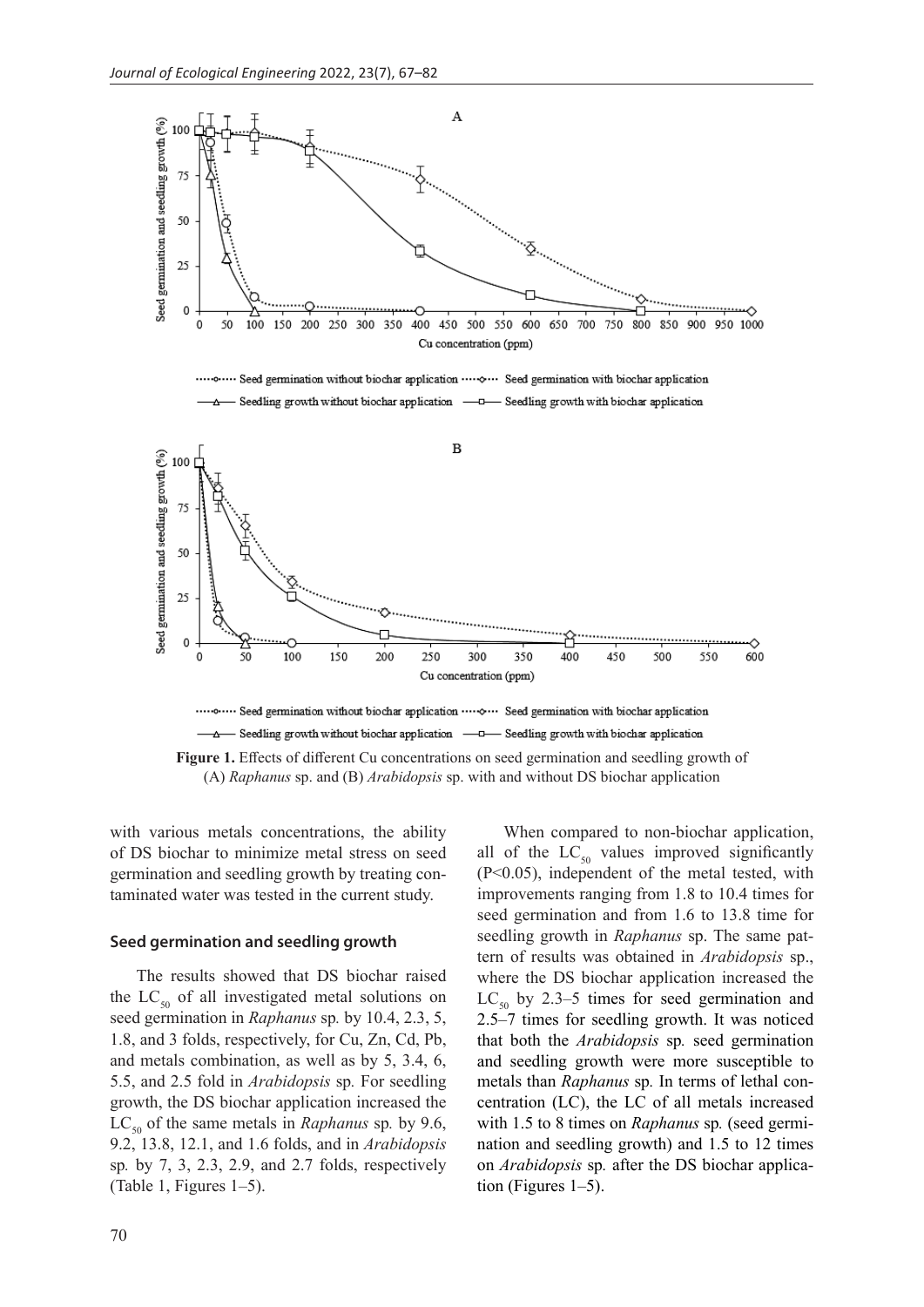**Figure 1.** Effects of different Cu concentrations on seed germination and seedling growth of (A) *Raphanus* sp. and (B) *Arabidopsis* sp. with and without DS biochar application

with various metals concentrations, the ability of DS biochar to minimize metal stress on seed germination and seedling growth by treating contaminated water was tested in the current study.

### Seed germination and seedling growth

The results showed that DS biochar raised the $LC_{50}$ of all investigated metal solutions on seed germination in *Raphanus* sp. by 10.4, 2.3, 5, 1.8, and 3 folds, respectively, for Cu, Zn, Cd, Pb, and metals combination, as well as by 5, 3.4, 6, 5.5, and 2.5 fold in *Arabidopsis* sp. For seedling growth, the DS biochar application increased the $LC_{50}$ of the same metals in *Raphanus* sp. by 9.6, 9.2, 13.8, 12.1, and 1.6 folds, and in *Arabidopsis* sp. by 7, 3, 2.3, 2.9, and 2.7 folds, respectively (Table 1, Figures 1–5).

When compared to non-biochar application, all of the $LC_{50}$ values improved significantly ($P<0.05$), independent of the metal tested, with improvements ranging from 1.8 to 10.4 times for seed germination and from 1.6 to 13.8 time for seedling growth in *Raphanus* sp. The same pattern of results was obtained in *Arabidopsis* sp., where the DS biochar application increased the $LC_{50}$ by 2.3–5 times for seed germination and 2.5–7 times for seedling growth. It was noticed that both the *Arabidopsis* sp. seed germination and seedling growth were more susceptible to metals than *Raphanus* sp. In terms of lethal concentration (LC), the LC of all metals increased with 1.5 to 8 times on *Raphanus* sp. (seed germination and seedling growth) and 1.5 to 12 times on *Arabidopsis* sp. after the DS biochar application (Figures 1–5).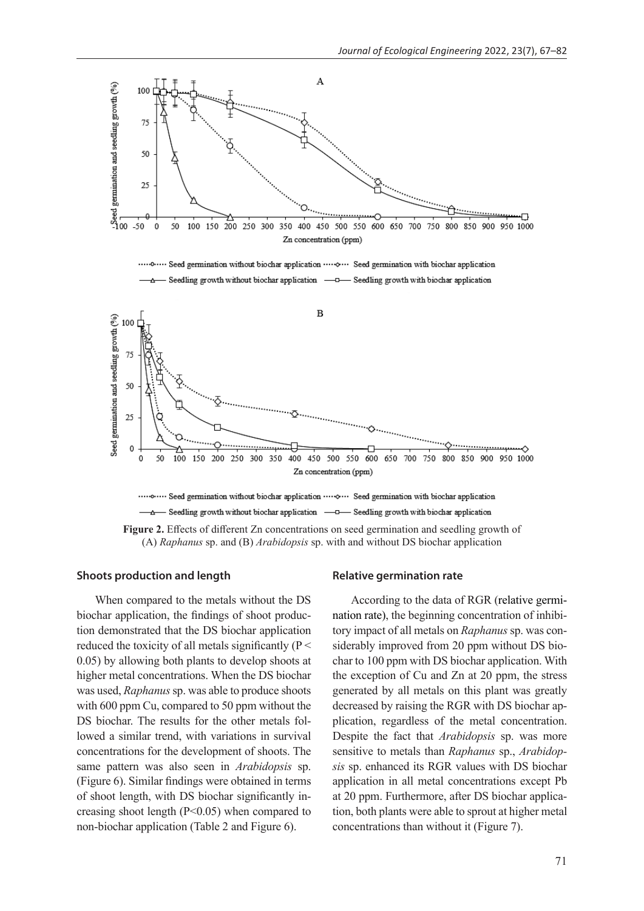**Figure 2.** Effects of different Zn concentrations on seed germination and seedling growth of (A) *Raphanus* sp. and (B) *Arabidopsis* sp. with and without DS biochar application

### Shoots production and length

When compared to the metals without the DS biochar application, the findings of shoot production demonstrated that the DS biochar application reduced the toxicity of all metals significantly ($P < 0.05$) by allowing both plants to develop shoots at higher metal concentrations. When the DS biochar was used, *Raphanus* sp. was able to produce shoots with 600 ppm Cu, compared to 50 ppm without the DS biochar. The results for the other metals followed a similar trend, with variations in survival concentrations for the development of shoots. The same pattern was also seen in *Arabidopsis* sp. (Figure 6). Similar findings were obtained in terms of shoot length, with DS biochar significantly increasing shoot length ($P<0.05$) when compared to non-biochar application (Table 2 and Figure 6).

### Relative germination rate

According to the data of RGR (relative germination rate), the beginning concentration of inhibitory impact of all metals on *Raphanus* sp. was considerably improved from 20 ppm without DS biochar to 100 ppm with DS biochar application. With the exception of Cu and Zn at 20 ppm, the stress generated by all metals on this plant was greatly decreased by raising the RGR with DS biochar application, regardless of the metal concentration. Despite the fact that *Arabidopsis* sp. was more sensitive to metals than *Raphanus* sp., *Arabidopsis* sp. enhanced its RGR values with DS biochar application in all metal concentrations except Pb at 20 ppm. Furthermore, after DS biochar application, both plants were able to sprout at higher metal concentrations than without it (Figure 7).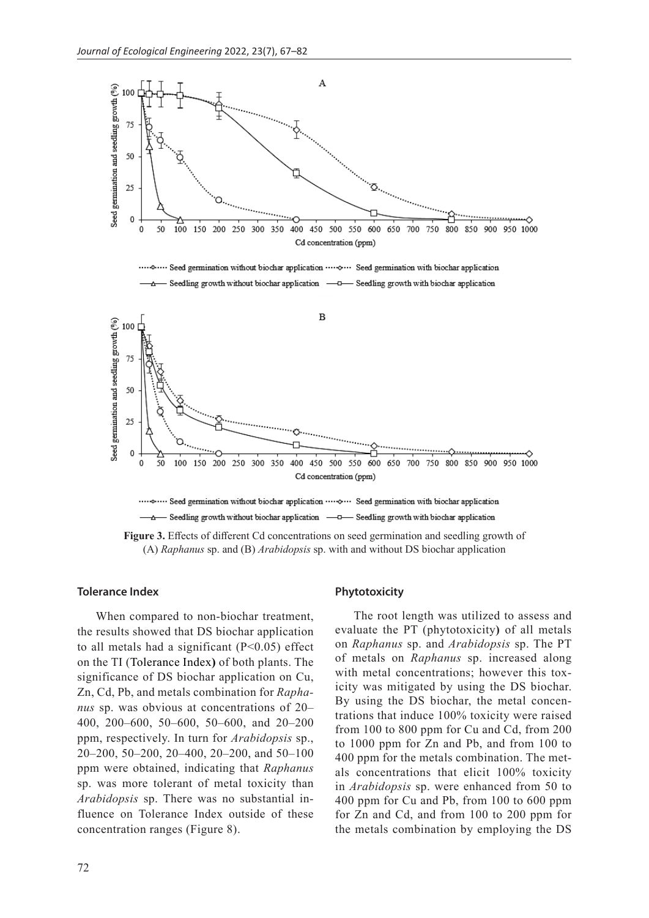**Figure 3.** Effects of different Cd concentrations on seed germination and seedling growth of (A) *Raphanus* sp. and (B) *Arabidopsis* sp. with and without DS biochar application

### Tolerance Index

When compared to non-biochar treatment, the results showed that DS biochar application to all metals had a significant ($P<0.05$) effect on the TI (Tolerance Index) of both plants. The significance of DS biochar application on Cu, Zn, Cd, Pb, and metals combination for *Raphanus* sp. was obvious at concentrations of 20–400, 200–600, 50–600, 50–600, and 20–200 ppm, respectively. In turn for *Arabidopsis* sp., 20–200, 50–200, 20–400, 20–200, and 50–100 ppm were obtained, indicating that *Raphanus* sp. was more tolerant of metal toxicity than *Arabidopsis* sp. There was no substantial influence on Tolerance Index outside of these concentration ranges (Figure 8).

### Phytotoxicity

The root length was utilized to assess and evaluate the PT (phytotoxicity) of all metals on *Raphanus* sp. and *Arabidopsis* sp. The PT of metals on *Raphanus* sp. increased along with metal concentrations; however this toxicity was mitigated by using the DS biochar. By using the DS biochar, the metal concentrations that induce 100% toxicity were raised from 100 to 800 ppm for Cu and Cd, from 200 to 1000 ppm for Zn and Pb, and from 100 to 400 ppm for the metals combination. The metals concentrations that elicit 100% toxicity in *Arabidopsis* sp. were enhanced from 50 to 400 ppm for Cu and Pb, from 100 to 600 ppm for Zn and Cd, and from 100 to 200 ppm for the metals combination by employing the DS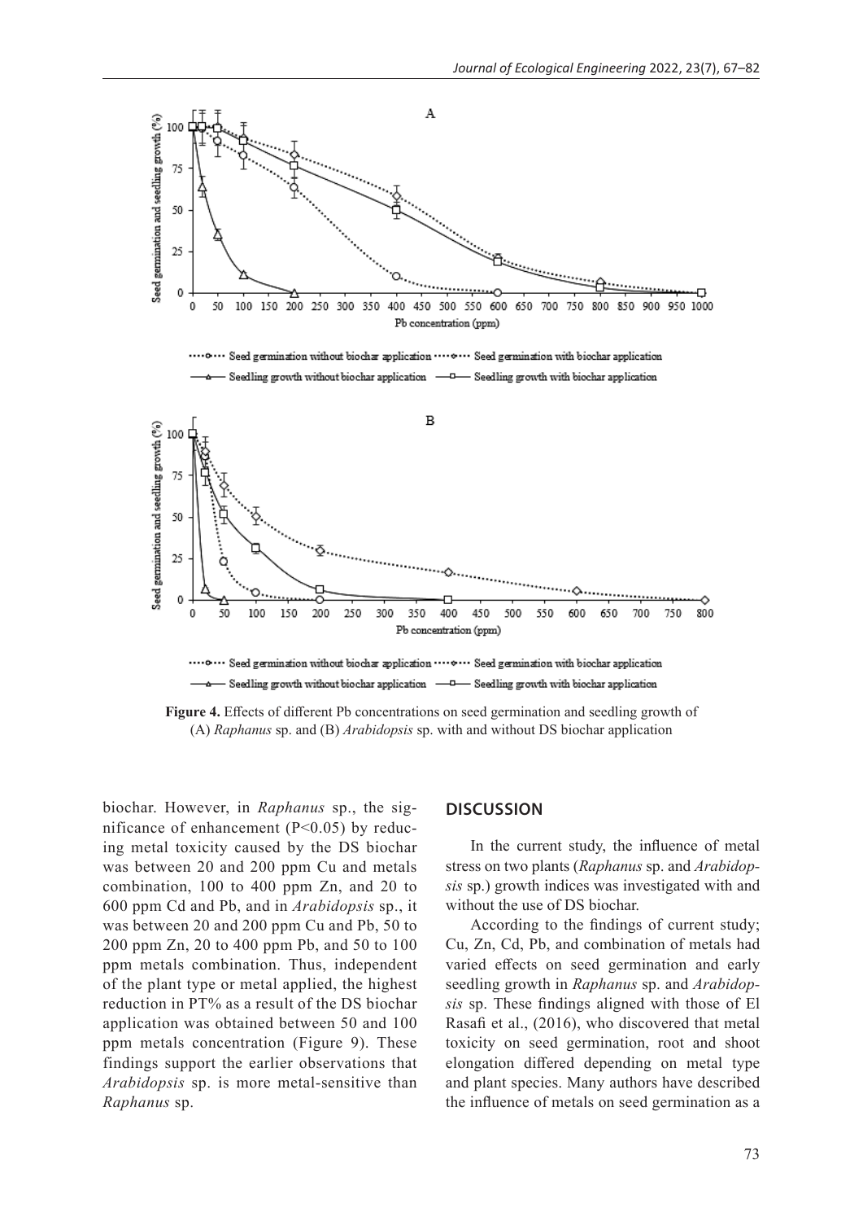**Figure 4.** Effects of different Pb concentrations on seed germination and seedling growth of (A) *Raphanus* sp. and (B) *Arabidopsis* sp. with and without DS biochar application

biochar. However, in *Raphanus* sp., the significance of enhancement ($P<0.05$) by reducing metal toxicity caused by the DS biochar was between 20 and 200 ppm Cu and metals combination, 100 to 400 ppm Zn, and 20 to 600 ppm Cd and Pb, and in *Arabidopsis* sp., it was between 20 and 200 ppm Cu and Pb, 50 to 200 ppm Zn, 20 to 400 ppm Pb, and 50 to 100 ppm metals combination. Thus, independent of the plant type or metal applied, the highest reduction in PT% as a result of the DS biochar application was obtained between 50 and 100 ppm metals concentration (Figure 9). These findings support the earlier observations that *Arabidopsis* sp. is more metal-sensitive than *Raphanus* sp.

## DISCUSSION

In the current study, the influence of metal stress on two plants (*Raphanus* sp. and *Arabidopsis* sp.) growth indices was investigated with and without the use of DS biochar.

According to the findings of current study; Cu, Zn, Cd, Pb, and combination of metals had varied effects on seed germination and early seedling growth in *Raphanus* sp. and *Arabidopsis* sp. These findings aligned with those of El Rasafi et al., (2016), who discovered that metal toxicity on seed germination, root and shoot elongation differed depending on metal type and plant species. Many authors have described the influence of metals on seed germination as a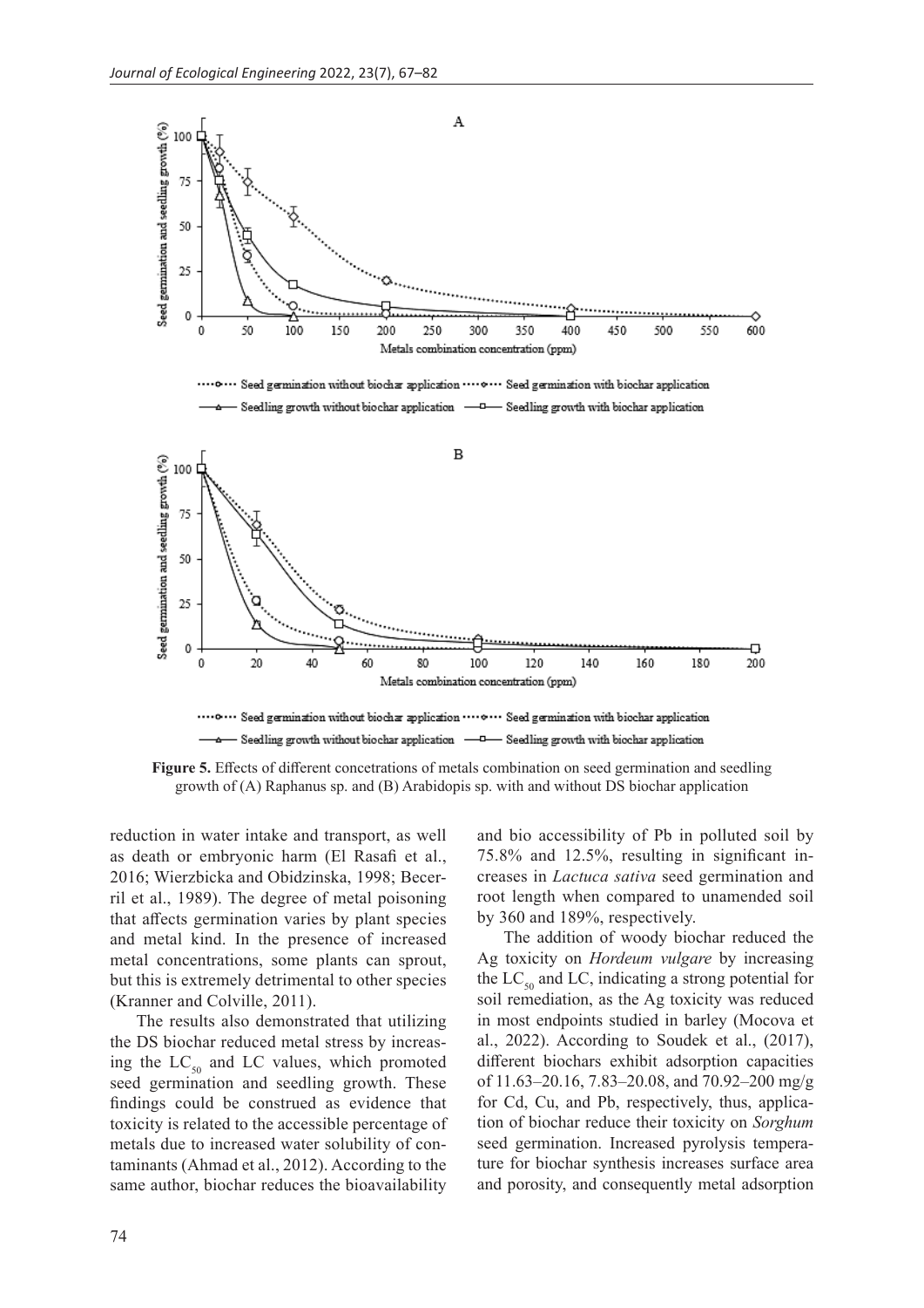**Figure 5.** Effects of different concetrations of metals combination on seed germination and seedling growth of (A) Raphanus sp. and (B) Arabidopis sp. with and without DS biochar application

reduction in water intake and transport, as well as death or embryonic harm (El Rasafi et al., 2016; Wierzbicka and Obidzinska, 1998; Becerril et al., 1989). The degree of metal poisoning that affects germination varies by plant species and metal kind. In the presence of increased metal concentrations, some plants can sprout, but this is extremely detrimental to other species (Kranner and Colville, 2011).

The results also demonstrated that utilizing the DS biochar reduced metal stress by increasing the $LC_{50}$ and LC values, which promoted seed germination and seedling growth. These findings could be construed as evidence that toxicity is related to the accessible percentage of metals due to increased water solubility of contaminants (Ahmad et al., 2012). According to the same author, biochar reduces the bioavailability and bio accessibility of Pb in polluted soil by 75.8% and 12.5%, resulting in significant increases in *Lactuca sativa* seed germination and root length when compared to unamended soil by 360 and 189%, respectively.

The addition of woody biochar reduced the Ag toxicity on *Hordeum vulgare* by increasing the $LC_{50}$ and LC, indicating a strong potential for soil remediation, as the Ag toxicity was reduced in most endpoints studied in barley (Mocova et al., 2022). According to Soudek et al., (2017), different biochars exhibit adsorption capacities of 11.63–20.16, 7.83–20.08, and 70.92–200 mg/g for Cd, Cu, and Pb, respectively, thus, application of biochar reduce their toxicity on *Sorghum* seed germination. Increased pyrolysis temperature for biochar synthesis increases surface area and porosity, and consequently metal adsorption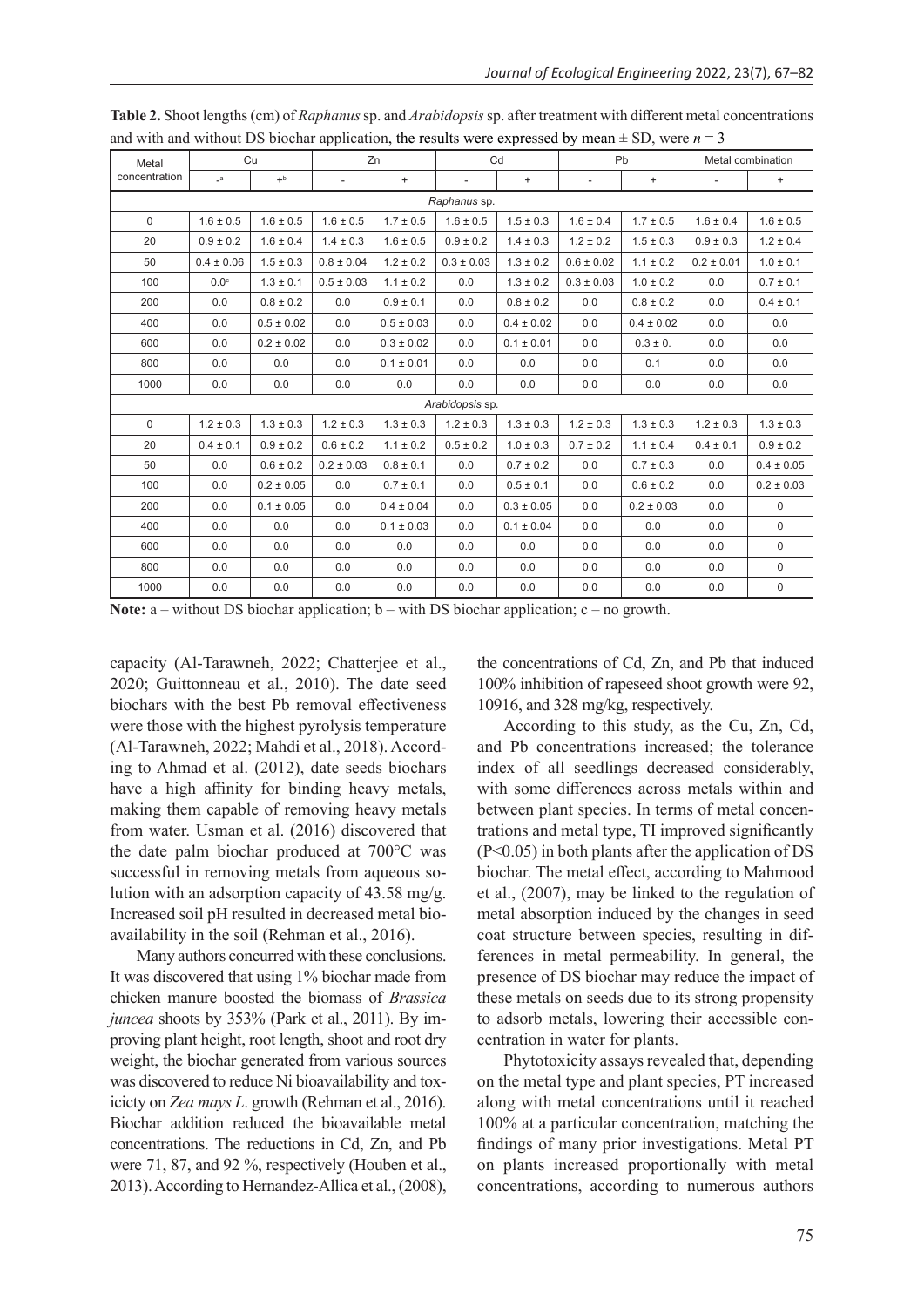**Table 2.** Shoot lengths (cm) of *Raphanus* sp. and *Arabidopsis* sp. after treatment with different metal concentrations and with and without DS biochar application, the results were expressed by mean ± SD, were $n = 3$

| Metal concentration | Cu | | Zn | | Cd | | Pb | | Metal combination | |
|---|---|---|---|---|---|---|---|---|---|---|
| | -[a] | +[b] | - | + | - | + | - | + | - | + |
| *Raphanus* sp. | | | | | | | | | | |
| 0 | 1.6 ± 0.5 | 1.6 ± 0.5 | 1.6 ± 0.5 | 1.7 ± 0.5 | 1.6 ± 0.5 | 1.5 ± 0.3 | 1.6 ± 0.4 | 1.7 ± 0.5 | 1.6 ± 0.4 | 1.6 ± 0.5 |
| 20 | 0.9 ± 0.2 | 1.6 ± 0.4 | 1.4 ± 0.3 | 1.6 ± 0.5 | 0.9 ± 0.2 | 1.4 ± 0.3 | 1.2 ± 0.2 | 1.5 ± 0.3 | 0.9 ± 0.3 | 1.2 ± 0.4 |
| 50 | 0.4 ± 0.06 | 1.5 ± 0.3 | 0.8 ± 0.04 | 1.2 ± 0.2 | 0.3 ± 0.03 | 1.3 ± 0.2 | 0.6 ± 0.02 | 1.1 ± 0.2 | 0.2 ± 0.01 | 1.0 ± 0.1 |
| 100 | 0.0[c] | 1.3 ± 0.1 | 0.5 ± 0.03 | 1.1 ± 0.2 | 0.0 | 1.3 ± 0.2 | 0.3 ± 0.03 | 1.0 ± 0.2 | 0.0 | 0.7 ± 0.1 |
| 200 | 0.0 | 0.8 ± 0.2 | 0.0 | 0.9 ± 0.1 | 0.0 | 0.8 ± 0.2 | 0.0 | 0.8 ± 0.2 | 0.0 | 0.4 ± 0.1 |
| 400 | 0.0 | 0.5 ± 0.02 | 0.0 | 0.5 ± 0.03 | 0.0 | 0.4 ± 0.02 | 0.0 | 0.4 ± 0.02 | 0.0 | 0.0 |
| 600 | 0.0 | 0.2 ± 0.02 | 0.0 | 0.3 ± 0.02 | 0.0 | 0.1 ± 0.01 | 0.0 | 0.3 ± 0. | 0.0 | 0.0 |
| 800 | 0.0 | 0.0 | 0.0 | 0.1 ± 0.01 | 0.0 | 0.0 | 0.0 | 0.1 | 0.0 | 0.0 |
| 1000 | 0.0 | 0.0 | 0.0 | 0.0 | 0.0 | 0.0 | 0.0 | 0.0 | 0.0 | 0.0 |
| *Arabidopsis* sp. | | | | | | | | | | |
| 0 | 1.2 ± 0.3 | 1.3 ± 0.3 | 1.2 ± 0.3 | 1.3 ± 0.3 | 1.2 ± 0.3 | 1.3 ± 0.3 | 1.2 ± 0.3 | 1.3 ± 0.3 | 1.2 ± 0.3 | 1.3 ± 0.3 |
| 20 | 0.4 ± 0.1 | 0.9 ± 0.2 | 0.6 ± 0.2 | 1.1 ± 0.2 | 0.5 ± 0.2 | 1.0 ± 0.3 | 0.7 ± 0.2 | 1.1 ± 0.4 | 0.4 ± 0.1 | 0.9 ± 0.2 |
| 50 | 0.0 | 0.6 ± 0.2 | 0.2 ± 0.03 | 0.8 ± 0.1 | 0.0 | 0.7 ± 0.2 | 0.0 | 0.7 ± 0.3 | 0.0 | 0.4 ± 0.05 |
| 100 | 0.0 | 0.2 ± 0.05 | 0.0 | 0.7 ± 0.1 | 0.0 | 0.5 ± 0.1 | 0.0 | 0.6 ± 0.2 | 0.0 | 0.2 ± 0.03 |
| 200 | 0.0 | 0.1 ± 0.05 | 0.0 | 0.4 ± 0.04 | 0.0 | 0.3 ± 0.05 | 0.0 | 0.2 ± 0.03 | 0.0 | 0 |
| 400 | 0.0 | 0.0 | 0.0 | 0.1 ± 0.03 | 0.0 | 0.1 ± 0.04 | 0.0 | 0.0 | 0.0 | 0 |
| 600 | 0.0 | 0.0 | 0.0 | 0.0 | 0.0 | 0.0 | 0.0 | 0.0 | 0.0 | 0 |
| 800 | 0.0 | 0.0 | 0.0 | 0.0 | 0.0 | 0.0 | 0.0 | 0.0 | 0.0 | 0 |
| 1000 | 0.0 | 0.0 | 0.0 | 0.0 | 0.0 | 0.0 | 0.0 | 0.0 | 0.0 | 0 |

**Note:** a – without DS biochar application; b – with DS biochar application; c – no growth.

capacity (Al-Tarawneh, 2022; Chatterjee et al., 2020; Guittonneau et al., 2010). The date seed biochars with the best Pb removal effectiveness were those with the highest pyrolysis temperature (Al-Tarawneh, 2022; Mahdi et al., 2018). According to Ahmad et al. (2012), date seeds biochars have a high affinity for binding heavy metals, making them capable of removing heavy metals from water. Usman et al. (2016) discovered that the date palm biochar produced at 700°C was successful in removing metals from aqueous solution with an adsorption capacity of 43.58 mg/g. Increased soil pH resulted in decreased metal bioavailability in the soil (Rehman et al., 2016).

Many authors concurred with these conclusions. It was discovered that using 1% biochar made from chicken manure boosted the biomass of *Brassica juncea* shoots by 353% (Park et al., 2011). By improving plant height, root length, shoot and root dry weight, the biochar generated from various sources was discovered to reduce Ni bioavailability and toxicicty on *Zea mays L*. growth (Rehman et al., 2016). Biochar addition reduced the bioavailable metal concentrations. The reductions in Cd, Zn, and Pb were 71, 87, and 92 %, respectively (Houben et al., 2013). According to Hernandez-Allica et al., (2008), the concentrations of Cd, Zn, and Pb that induced 100% inhibition of rapeseed shoot growth were 92, 10916, and 328 mg/kg, respectively.

According to this study, as the Cu, Zn, Cd, and Pb concentrations increased; the tolerance index of all seedlings decreased considerably, with some differences across metals within and between plant species. In terms of metal concentrations and metal type, TI improved significantly ($P<0.05$) in both plants after the application of DS biochar. The metal effect, according to Mahmood et al., (2007), may be linked to the regulation of metal absorption induced by the changes in seed coat structure between species, resulting in differences in metal permeability. In general, the presence of DS biochar may reduce the impact of these metals on seeds due to its strong propensity to adsorb metals, lowering their accessible concentration in water for plants.

Phytotoxicity assays revealed that, depending on the metal type and plant species, PT increased along with metal concentrations until it reached 100% at a particular concentration, matching the findings of many prior investigations. Metal PT on plants increased proportionally with metal concentrations, according to numerous authors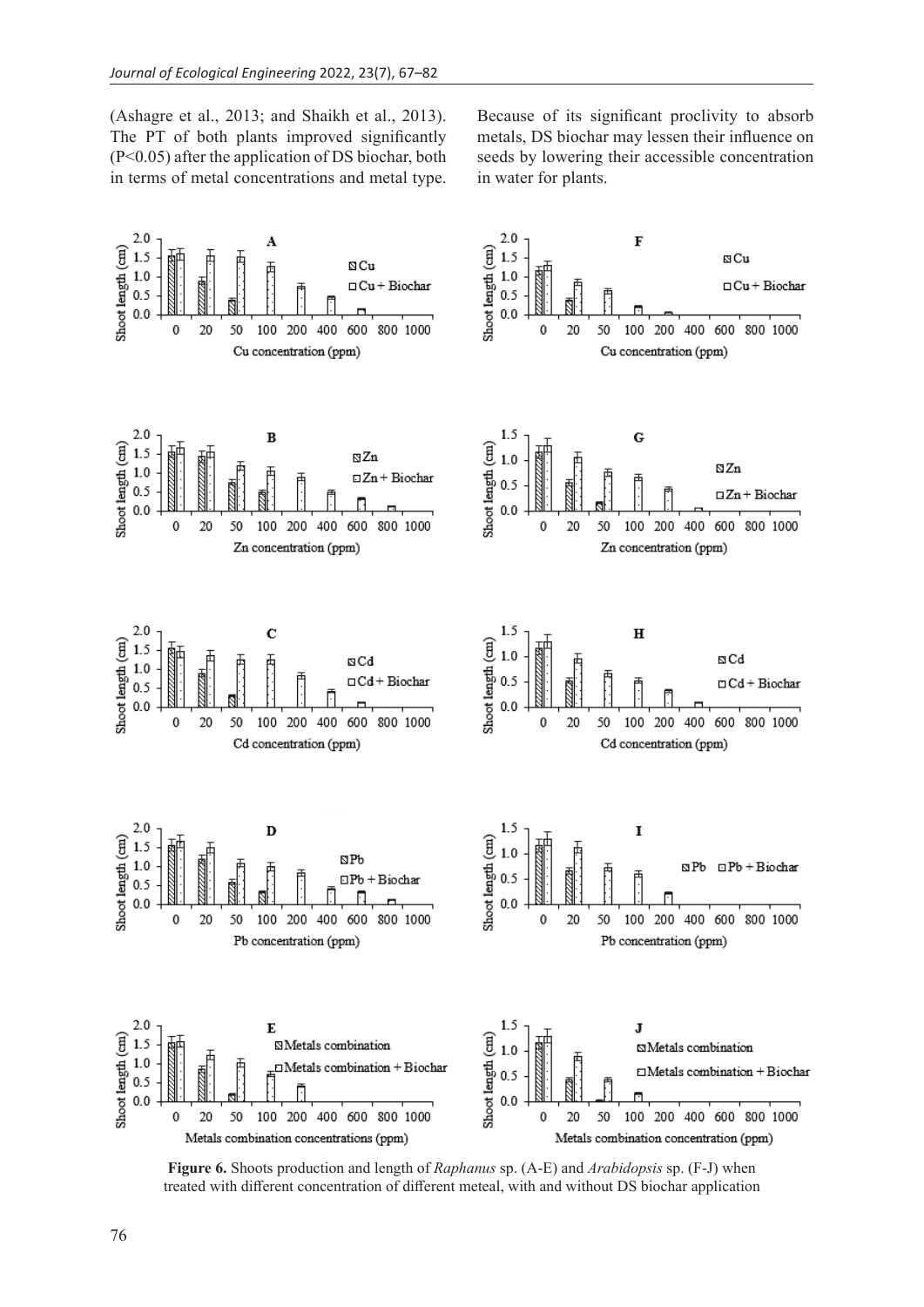(Ashagre et al., 2013; and Shaikh et al., 2013). The PT of both plants improved significantly ($P<0.05$) after the application of DS biochar, both in terms of metal concentrations and metal type. Because of its significant proclivity to absorb metals, DS biochar may lessen their influence on seeds by lowering their accessible concentration in water for plants.

**Figure 6.** Shoots production and length of *Raphanus* sp. (A-E) and *Arabidopsis* sp. (F-J) when treated with different concentration of different meteal, with and without DS biochar application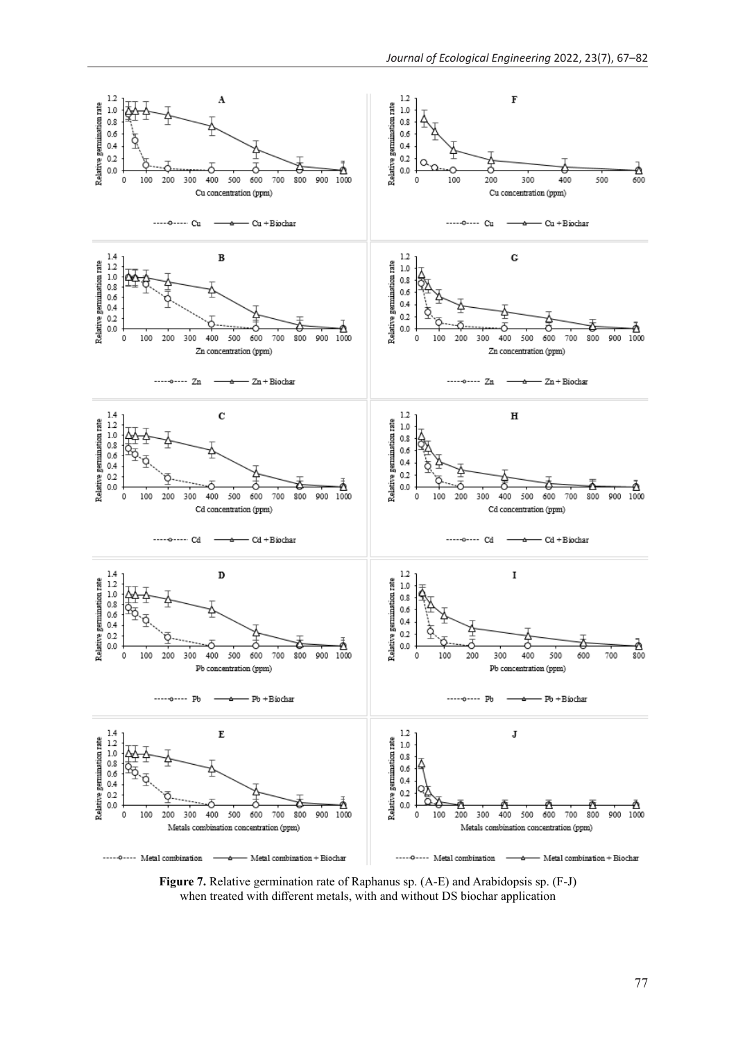**Figure 7.** Relative germination rate of Raphanus sp. (A-E) and Arabidopsis sp. (F-J) when treated with different metals, with and without DS biochar application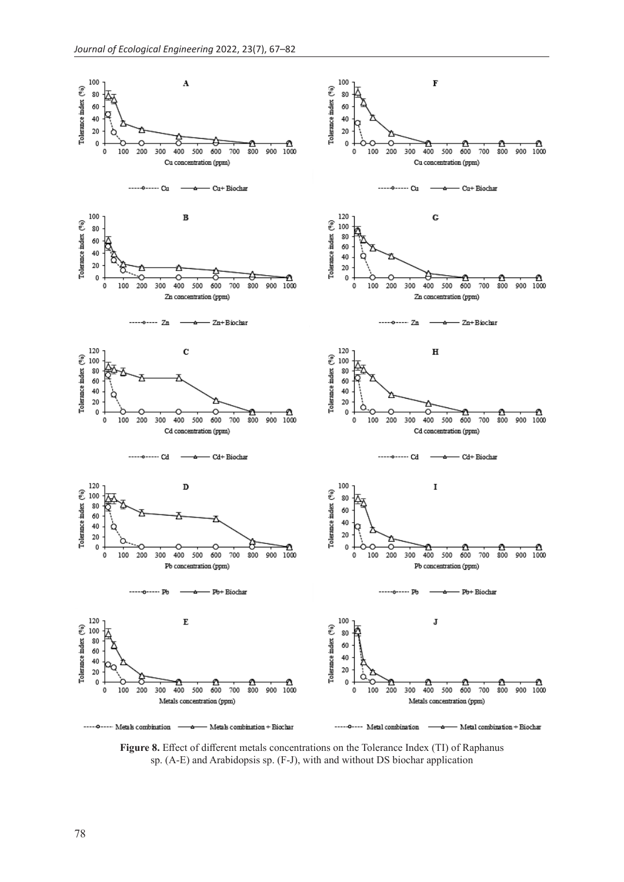**Figure 8.** Effect of different metals concentrations on the Tolerance Index (TI) of Raphanus sp. (A-E) and Arabidopsis sp. (F-J), with and without DS biochar application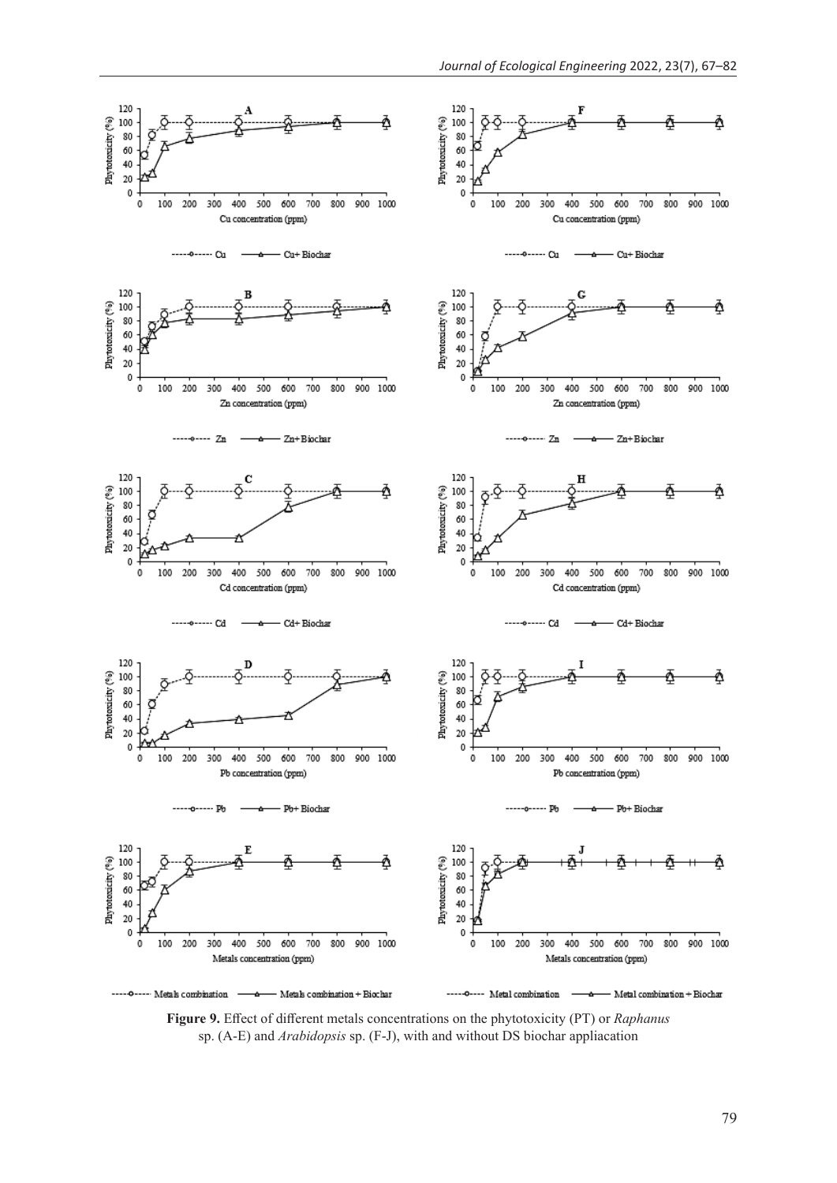**Figure 9.** Effect of different metals concentrations on the phytotoxicity (PT) or *Raphanus* sp. (A-E) and *Arabidopsis* sp. (F-J), with and without DS biochar appliacation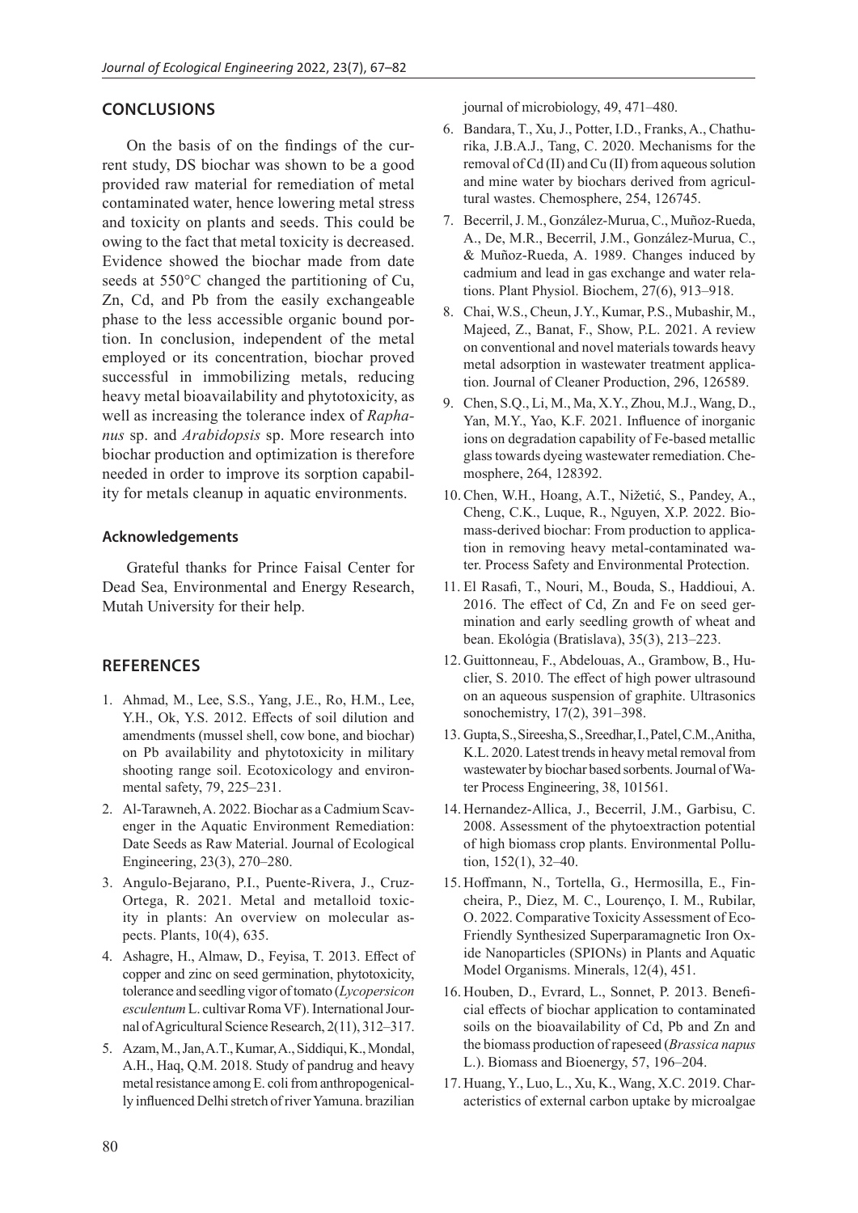## CONCLUSIONS

On the basis of on the findings of the current study, DS biochar was shown to be a good provided raw material for remediation of metal contaminated water, hence lowering metal stress and toxicity on plants and seeds. This could be owing to the fact that metal toxicity is decreased. Evidence showed the biochar made from date seeds at 550°C changed the partitioning of Cu, Zn, Cd, and Pb from the easily exchangeable phase to the less accessible organic bound portion. In conclusion, independent of the metal employed or its concentration, biochar proved successful in immobilizing metals, reducing heavy metal bioavailability and phytotoxicity, as well as increasing the tolerance index of *Raphanus* sp. and *Arabidopsis* sp. More research into biochar production and optimization is therefore needed in order to improve its sorption capability for metals cleanup in aquatic environments.

### Acknowledgements

Grateful thanks for Prince Faisal Center for Dead Sea, Environmental and Energy Research, Mutah University for their help.

## REFERENCES

1. Ahmad, M., Lee, S.S., Yang, J.E., Ro, H.M., Lee, Y.H., Ok, Y.S. 2012. Effects of soil dilution and amendments (mussel shell, cow bone, and biochar) on Pb availability and phytotoxicity in military shooting range soil. Ecotoxicology and environmental safety, 79, 225–231.
2. Al-Tarawneh, A. 2022. Biochar as a Cadmium Scavenger in the Aquatic Environment Remediation: Date Seeds as Raw Material. Journal of Ecological Engineering, 23(3), 270–280.
3. Angulo-Bejarano, P.I., Puente-Rivera, J., Cruz-Ortega, R. 2021. Metal and metalloid toxicity in plants: An overview on molecular aspects. Plants, 10(4), 635.
4. Ashagre, H., Almaw, D., Feyisa, T. 2013. Effect of copper and zinc on seed germination, phytotoxicity, tolerance and seedling vigor of tomato (*Lycopersicon esculentum* L. cultivar Roma VF). International Journal of Agricultural Science Research, 2(11), 312–317.
5. Azam, M., Jan, A.T., Kumar, A., Siddiqui, K., Mondal, A.H., Haq, Q.M. 2018. Study of pandrug and heavy metal resistance among E. coli from anthropogenically influenced Delhi stretch of river Yamuna. brazilian journal of microbiology, 49, 471–480.
6. Bandara, T., Xu, J., Potter, I.D., Franks, A., Chathurika, J.B.A.J., Tang, C. 2020. Mechanisms for the removal of Cd (II) and Cu (II) from aqueous solution and mine water by biochars derived from agricultural wastes. Chemosphere, 254, 126745.
7. Becerril, J. M., González-Murua, C., Muñoz-Rueda, A., De, M.R., Becerril, J.M., González-Murua, C., & Muñoz-Rueda, A. 1989. Changes induced by cadmium and lead in gas exchange and water relations. Plant Physiol. Biochem, 27(6), 913–918.
8. Chai, W.S., Cheun, J.Y., Kumar, P.S., Mubashir, M., Majeed, Z., Banat, F., Show, P.L. 2021. A review on conventional and novel materials towards heavy metal adsorption in wastewater treatment application. Journal of Cleaner Production, 296, 126589.
9. Chen, S.Q., Li, M., Ma, X.Y., Zhou, M.J., Wang, D., Yan, M.Y., Yao, K.F. 2021. Influence of inorganic ions on degradation capability of Fe-based metallic glass towards dyeing wastewater remediation. Chemosphere, 264, 128392.
10. Chen, W.H., Hoang, A.T., Nižetić, S., Pandey, A., Cheng, C.K., Luque, R., Nguyen, X.P. 2022. Biomass-derived biochar: From production to application in removing heavy metal-contaminated water. Process Safety and Environmental Protection.
11. El Rasafi, T., Nouri, M., Bouda, S., Haddioui, A. 2016. The effect of Cd, Zn and Fe on seed germination and early seedling growth of wheat and bean. Ekológia (Bratislava), 35(3), 213–223.
12. Guittonneau, F., Abdelouas, A., Grambow, B., Huclier, S. 2010. The effect of high power ultrasound on an aqueous suspension of graphite. Ultrasonics sonochemistry, 17(2), 391–398.
13. Gupta, S., Sireesha, S., Sreedhar, I., Patel, C.M., Anitha, K.L. 2020. Latest trends in heavy metal removal from wastewater by biochar based sorbents. Journal of Water Process Engineering, 38, 101561.
14. Hernandez-Allica, J., Becerril, J.M., Garbisu, C. 2008. Assessment of the phytoextraction potential of high biomass crop plants. Environmental Pollution, 152(1), 32–40.
15. Hoffmann, N., Tortella, G., Hermosilla, E., Fincheira, P., Diez, M. C., Lourenço, I. M., Rubilar, O. 2022. Comparative Toxicity Assessment of Eco-Friendly Synthesized Superparamagnetic Iron Oxide Nanoparticles (SPIONs) in Plants and Aquatic Model Organisms. Minerals, 12(4), 451.
16. Houben, D., Evrard, L., Sonnet, P. 2013. Beneficial effects of biochar application to contaminated soils on the bioavailability of Cd, Pb and Zn and the biomass production of rapeseed (*Brassica napus* L.). Biomass and Bioenergy, 57, 196–204.
17. Huang, Y., Luo, L., Xu, K., Wang, X.C. 2019. Characteristics of external carbon uptake by microalgae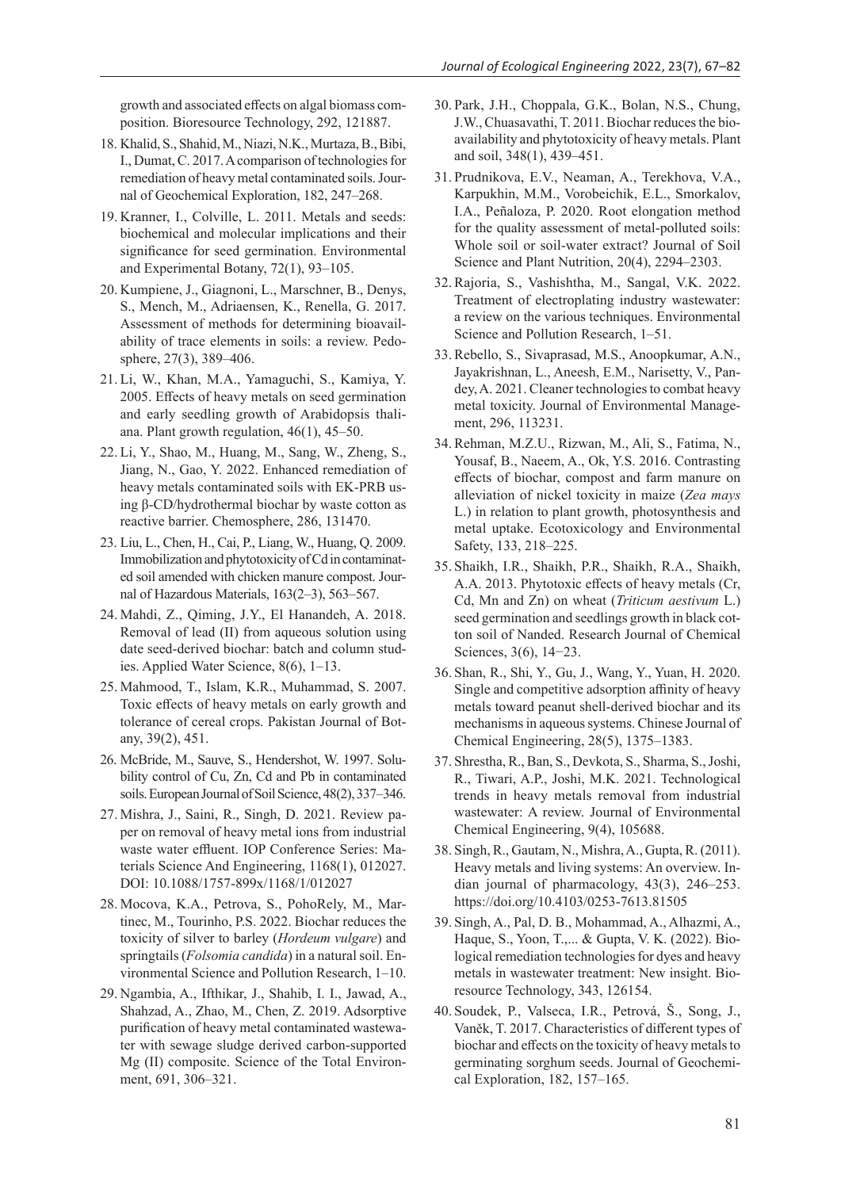growth and associated effects on algal biomass composition. Bioresource Technology, 292, 121887.

18. Khalid, S., Shahid, M., Niazi, N.K., Murtaza, B., Bibi, I., Dumat, C. 2017. A comparison of technologies for remediation of heavy metal contaminated soils. Journal of Geochemical Exploration, 182, 247–268.

19. Kranner, I., Colville, L. 2011. Metals and seeds: biochemical and molecular implications and their significance for seed germination. Environmental and Experimental Botany, 72(1), 93–105.

20. Kumpiene, J., Giagnoni, L., Marschner, B., Denys, S., Mench, M., Adriaensen, K., Renella, G. 2017. Assessment of methods for determining bioavailability of trace elements in soils: a review. Pedosphere, 27(3), 389–406.

21. Li, W., Khan, M.A., Yamaguchi, S., Kamiya, Y. 2005. Effects of heavy metals on seed germination and early seedling growth of Arabidopsis thaliana. Plant growth regulation, 46(1), 45–50.

22. Li, Y., Shao, M., Huang, M., Sang, W., Zheng, S., Jiang, N., Gao, Y. 2022. Enhanced remediation of heavy metals contaminated soils with EK-PRB using β-CD/hydrothermal biochar by waste cotton as reactive barrier. Chemosphere, 286, 131470.

23. Liu, L., Chen, H., Cai, P., Liang, W., Huang, Q. 2009. Immobilization and phytotoxicity of Cd in contaminated soil amended with chicken manure compost. Journal of Hazardous Materials, 163(2–3), 563–567.

24. Mahdi, Z., Qiming, J.Y., El Hanandeh, A. 2018. Removal of lead (II) from aqueous solution using date seed-derived biochar: batch and column studies. Applied Water Science, 8(6), 1–13.

25. Mahmood, T., Islam, K.R., Muhammad, S. 2007. Toxic effects of heavy metals on early growth and tolerance of cereal crops. Pakistan Journal of Botany, 39(2), 451.

26. McBride, M., Sauve, S., Hendershot, W. 1997. Solubility control of Cu, Zn, Cd and Pb in contaminated soils. European Journal of Soil Science, 48(2), 337–346.

27. Mishra, J., Saini, R., Singh, D. 2021. Review paper on removal of heavy metal ions from industrial waste water effluent. IOP Conference Series: Materials Science And Engineering, 1168(1), 012027. DOI: 10.1088/1757-899x/1168/1/012027

28. Mocova, K.A., Petrova, S., PohoRely, M., Martinec, M., Tourinho, P.S. 2022. Biochar reduces the toxicity of silver to barley (*Hordeum vulgare*) and springtails (*Folsomia candida*) in a natural soil. Environmental Science and Pollution Research, 1–10.

29. Ngambia, A., Ifthikar, J., Shahib, I. I., Jawad, A., Shahzad, A., Zhao, M., Chen, Z. 2019. Adsorptive purification of heavy metal contaminated wastewater with sewage sludge derived carbon-supported Mg (II) composite. Science of the Total Environment, 691, 306–321.

30. Park, J.H., Choppala, G.K., Bolan, N.S., Chung, J.W., Chuasavathi, T. 2011. Biochar reduces the bioavailability and phytotoxicity of heavy metals. Plant and soil, 348(1), 439–451.

31. Prudnikova, E.V., Neaman, A., Terekhova, V.A., Karpukhin, M.M., Vorobeichik, E.L., Smorkalov, I.A., Peñaloza, P. 2020. Root elongation method for the quality assessment of metal-polluted soils: Whole soil or soil-water extract? Journal of Soil Science and Plant Nutrition, 20(4), 2294–2303.

32. Rajoria, S., Vashishtha, M., Sangal, V.K. 2022. Treatment of electroplating industry wastewater: a review on the various techniques. Environmental Science and Pollution Research, 1–51.

33. Rebello, S., Sivaprasad, M.S., Anoopkumar, A.N., Jayakrishnan, L., Aneesh, E.M., Narisetty, V., Pandey, A. 2021. Cleaner technologies to combat heavy metal toxicity. Journal of Environmental Management, 296, 113231.

34. Rehman, M.Z.U., Rizwan, M., Ali, S., Fatima, N., Yousaf, B., Naeem, A., Ok, Y.S. 2016. Contrasting effects of biochar, compost and farm manure on alleviation of nickel toxicity in maize (*Zea mays* L.) in relation to plant growth, photosynthesis and metal uptake. Ecotoxicology and Environmental Safety, 133, 218–225.

35. Shaikh, I.R., Shaikh, P.R., Shaikh, R.A., Shaikh, A.A. 2013. Phytotoxic effects of heavy metals (Cr, Cd, Mn and Zn) on wheat (*Triticum aestivum* L.) seed germination and seedlings growth in black cotton soil of Nanded. Research Journal of Chemical Sciences, 3(6), 14−23.

36. Shan, R., Shi, Y., Gu, J., Wang, Y., Yuan, H. 2020. Single and competitive adsorption affinity of heavy metals toward peanut shell-derived biochar and its mechanisms in aqueous systems. Chinese Journal of Chemical Engineering, 28(5), 1375–1383.

37. Shrestha, R., Ban, S., Devkota, S., Sharma, S., Joshi, R., Tiwari, A.P., Joshi, M.K. 2021. Technological trends in heavy metals removal from industrial wastewater: A review. Journal of Environmental Chemical Engineering, 9(4), 105688.

38. Singh, R., Gautam, N., Mishra, A., Gupta, R. (2011). Heavy metals and living systems: An overview. Indian journal of pharmacology, 43(3), 246–253. https://doi.org/10.4103/0253-7613.81505

39. Singh, A., Pal, D. B., Mohammad, A., Alhazmi, A., Haque, S., Yoon, T.,... & Gupta, V. K. (2022). Biological remediation technologies for dyes and heavy metals in wastewater treatment: New insight. Bioresource Technology, 343, 126154.

40. Soudek, P., Valseca, I.R., Petrová, Š., Song, J., Vaněk, T. 2017. Characteristics of different types of biochar and effects on the toxicity of heavy metals to germinating sorghum seeds. Journal of Geochemical Exploration, 182, 157–165.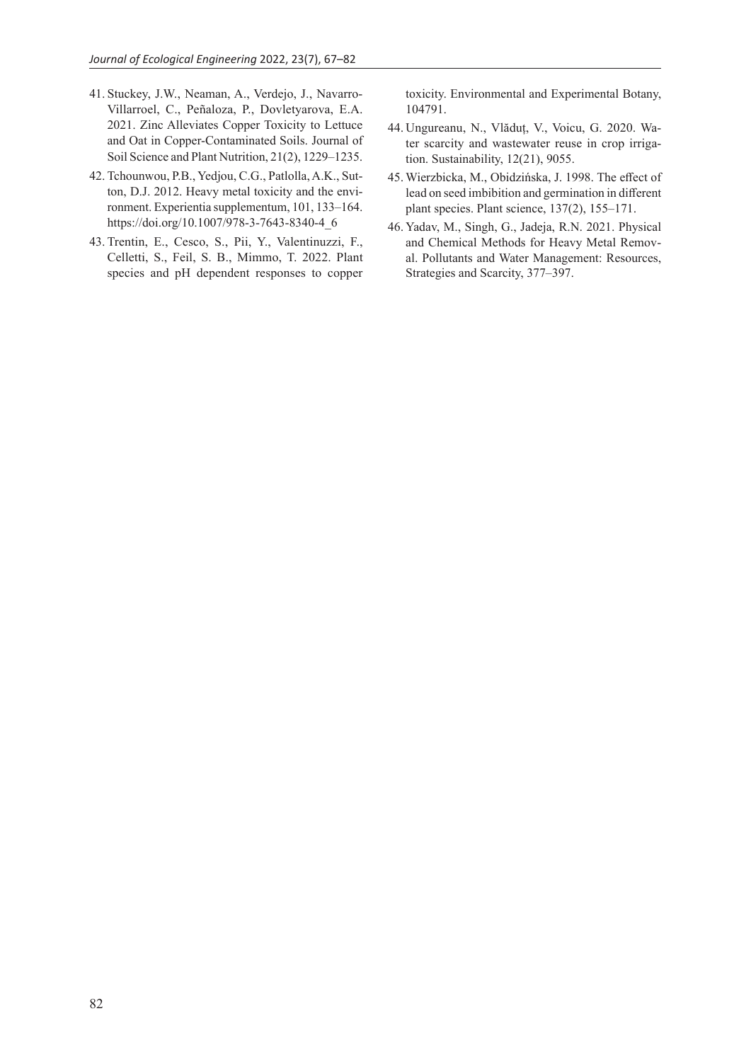41. Stuckey, J.W., Neaman, A., Verdejo, J., Navarro-Villarroel, C., Peñaloza, P., Dovletyarova, E.A. 2021. Zinc Alleviates Copper Toxicity to Lettuce and Oat in Copper-Contaminated Soils. Journal of Soil Science and Plant Nutrition, 21(2), 1229–1235.
42. Tchounwou, P.B., Yedjou, C.G., Patlolla, A.K., Sutton, D.J. 2012. Heavy metal toxicity and the environment. Experientia supplementum, 101, 133–164. https://doi.org/10.1007/978-3-7643-8340-4_6
43. Trentin, E., Cesco, S., Pii, Y., Valentinuzzi, F., Celletti, S., Feil, S. B., Mimmo, T. 2022. Plant species and pH dependent responses to copper toxicity. Environmental and Experimental Botany, 104791.
44. Ungureanu, N., Vlăduț, V., Voicu, G. 2020. Water scarcity and wastewater reuse in crop irrigation. Sustainability, 12(21), 9055.
45. Wierzbicka, M., Obidzińska, J. 1998. The effect of lead on seed imbibition and germination in different plant species. Plant science, 137(2), 155–171.
46. Yadav, M., Singh, G., Jadeja, R.N. 2021. Physical and Chemical Methods for Heavy Metal Removal. Pollutants and Water Management: Resources, Strategies and Scarcity, 377–397.